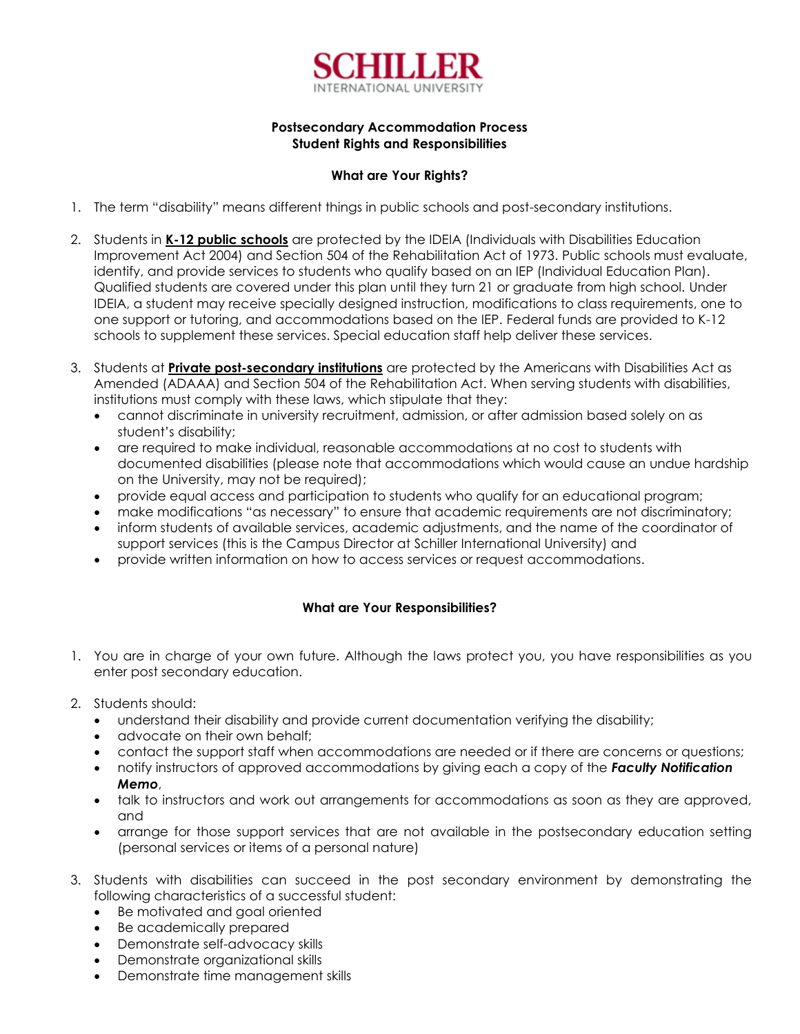**SCHILLER**
INTERNATIONAL UNIVERSITY

## Postsecondary Accommodation Process
## Student Rights and Responsibilities

### What are Your Rights?

1. The term "disability" means different things in public schools and post-secondary institutions.

2. Students in **K-12 public schools** are protected by the IDEIA (Individuals with Disabilities Education Improvement Act 2004) and Section 504 of the Rehabilitation Act of 1973. Public schools must evaluate, identify, and provide services to students who qualify based on an IEP (Individual Education Plan). Qualified students are covered under this plan until they turn 21 or graduate from high school. Under IDEIA, a student may receive specially designed instruction, modifications to class requirements, one to one support or tutoring, and accommodations based on the IEP. Federal funds are provided to K-12 schools to supplement these services. Special education staff help deliver these services.

3. Students at **Private post-secondary institutions** are protected by the Americans with Disabilities Act as Amended (ADAAA) and Section 504 of the Rehabilitation Act. When serving students with disabilities, institutions must comply with these laws, which stipulate that they:
   - cannot discriminate in university recruitment, admission, or after admission based solely on as student's disability;
   - are required to make individual, reasonable accommodations at no cost to students with documented disabilities (please note that accommodations which would cause an undue hardship on the University, may not be required);
   - provide equal access and participation to students who qualify for an educational program;
   - make modifications "as necessary" to ensure that academic requirements are not discriminatory;
   - inform students of available services, academic adjustments, and the name of the coordinator of support services (this is the Campus Director at Schiller International University) and
   - provide written information on how to access services or request accommodations.

### What are Your Responsibilities?

1. You are in charge of your own future. Although the laws protect you, you have responsibilities as you enter post secondary education.

2. Students should:
   - understand their disability and provide current documentation verifying the disability;
   - advocate on their own behalf;
   - contact the support staff when accommodations are needed or if there are concerns or questions;
   - notify instructors of approved accommodations by giving each a copy of the ***Faculty Notification Memo***,
   - talk to instructors and work out arrangements for accommodations as soon as they are approved, and
   - arrange for those support services that are not available in the postsecondary education setting (personal services or items of a personal nature)

3. Students with disabilities can succeed in the post secondary environment by demonstrating the following characteristics of a successful student:
   - Be motivated and goal oriented
   - Be academically prepared
   - Demonstrate self-advocacy skills
   - Demonstrate organizational skills
   - Demonstrate time management skills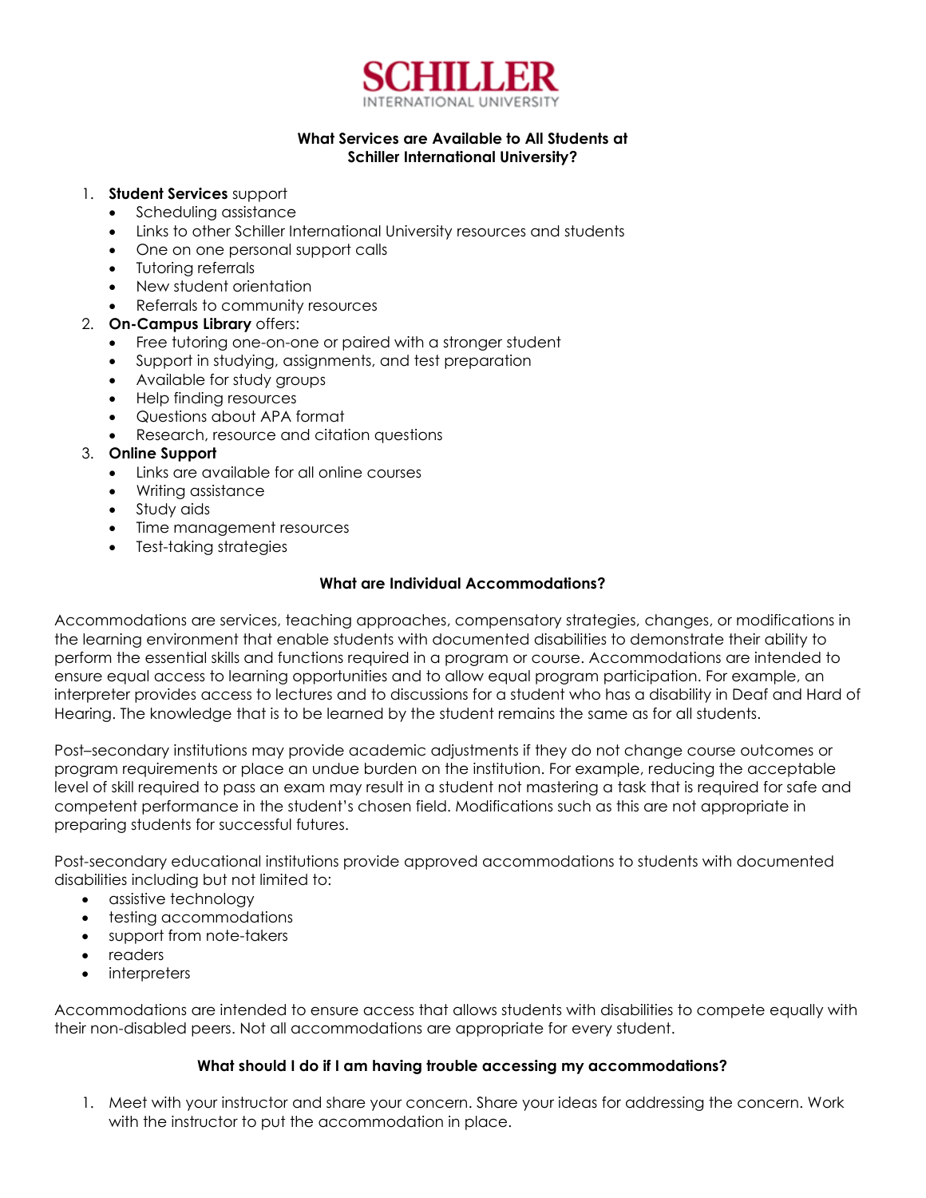**SCHILLER**
INTERNATIONAL UNIVERSITY

## What Services are Available to All Students at Schiller International University?

1. **Student Services** support
   - Scheduling assistance
   - Links to other Schiller International University resources and students
   - One on one personal support calls
   - Tutoring referrals
   - New student orientation
   - Referrals to community resources
2. **On-Campus Library** offers:
   - Free tutoring one-on-one or paired with a stronger student
   - Support in studying, assignments, and test preparation
   - Available for study groups
   - Help finding resources
   - Questions about APA format
   - Research, resource and citation questions
3. **Online Support**
   - Links are available for all online courses
   - Writing assistance
   - Study aids
   - Time management resources
   - Test-taking strategies

## What are Individual Accommodations?

Accommodations are services, teaching approaches, compensatory strategies, changes, or modifications in the learning environment that enable students with documented disabilities to demonstrate their ability to perform the essential skills and functions required in a program or course. Accommodations are intended to ensure equal access to learning opportunities and to allow equal program participation. For example, an interpreter provides access to lectures and to discussions for a student who has a disability in Deaf and Hard of Hearing. The knowledge that is to be learned by the student remains the same as for all students.

Post–secondary institutions may provide academic adjustments if they do not change course outcomes or program requirements or place an undue burden on the institution. For example, reducing the acceptable level of skill required to pass an exam may result in a student not mastering a task that is required for safe and competent performance in the student's chosen field. Modifications such as this are not appropriate in preparing students for successful futures.

Post-secondary educational institutions provide approved accommodations to students with documented disabilities including but not limited to:

- assistive technology
- testing accommodations
- support from note-takers
- readers
- interpreters

Accommodations are intended to ensure access that allows students with disabilities to compete equally with their non-disabled peers. Not all accommodations are appropriate for every student.

## What should I do if I am having trouble accessing my accommodations?

1. Meet with your instructor and share your concern. Share your ideas for addressing the concern. Work with the instructor to put the accommodation in place.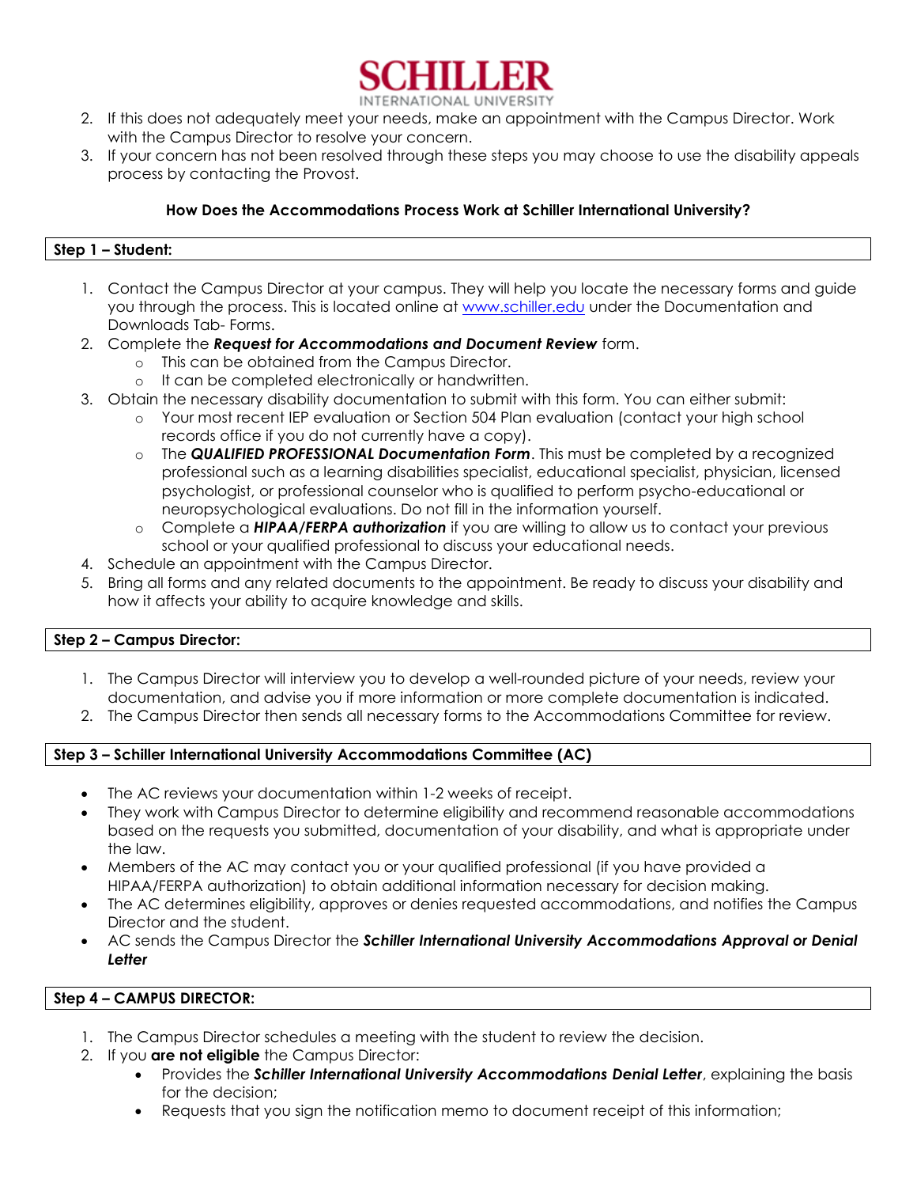2. If this does not adequately meet your needs, make an appointment with the Campus Director. Work with the Campus Director to resolve your concern.
3. If your concern has not been resolved through these steps you may choose to use the disability appeals process by contacting the Provost.

### How Does the Accommodations Process Work at Schiller International University?

**Step 1 – Student:**

1. Contact the Campus Director at your campus. They will help you locate the necessary forms and guide you through the process. This is located online at www.schiller.edu under the Documentation and Downloads Tab- Forms.
2. Complete the ***Request for Accommodations and Document Review*** form.
   - This can be obtained from the Campus Director.
   - It can be completed electronically or handwritten.
3. Obtain the necessary disability documentation to submit with this form. You can either submit:
   - Your most recent IEP evaluation or Section 504 Plan evaluation (contact your high school records office if you do not currently have a copy).
   - The ***QUALIFIED PROFESSIONAL Documentation Form***. This must be completed by a recognized professional such as a learning disabilities specialist, educational specialist, physician, licensed psychologist, or professional counselor who is qualified to perform psycho-educational or neuropsychological evaluations. Do not fill in the information yourself.
   - Complete a ***HIPAA/FERPA authorization*** if you are willing to allow us to contact your previous school or your qualified professional to discuss your educational needs.
4. Schedule an appointment with the Campus Director.
5. Bring all forms and any related documents to the appointment. Be ready to discuss your disability and how it affects your ability to acquire knowledge and skills.

**Step 2 – Campus Director:**

1. The Campus Director will interview you to develop a well-rounded picture of your needs, review your documentation, and advise you if more information or more complete documentation is indicated.
2. The Campus Director then sends all necessary forms to the Accommodations Committee for review.

**Step 3 – Schiller International University Accommodations Committee (AC)**

- The AC reviews your documentation within 1-2 weeks of receipt.
- They work with Campus Director to determine eligibility and recommend reasonable accommodations based on the requests you submitted, documentation of your disability, and what is appropriate under the law.
- Members of the AC may contact you or your qualified professional (if you have provided a HIPAA/FERPA authorization) to obtain additional information necessary for decision making.
- The AC determines eligibility, approves or denies requested accommodations, and notifies the Campus Director and the student.
- AC sends the Campus Director the ***Schiller International University Accommodations Approval or Denial Letter***

**Step 4 – CAMPUS DIRECTOR:**

1. The Campus Director schedules a meeting with the student to review the decision.
2. If you **are not eligible** the Campus Director:
   - Provides the ***Schiller International University Accommodations Denial Letter***, explaining the basis for the decision;
   - Requests that you sign the notification memo to document receipt of this information;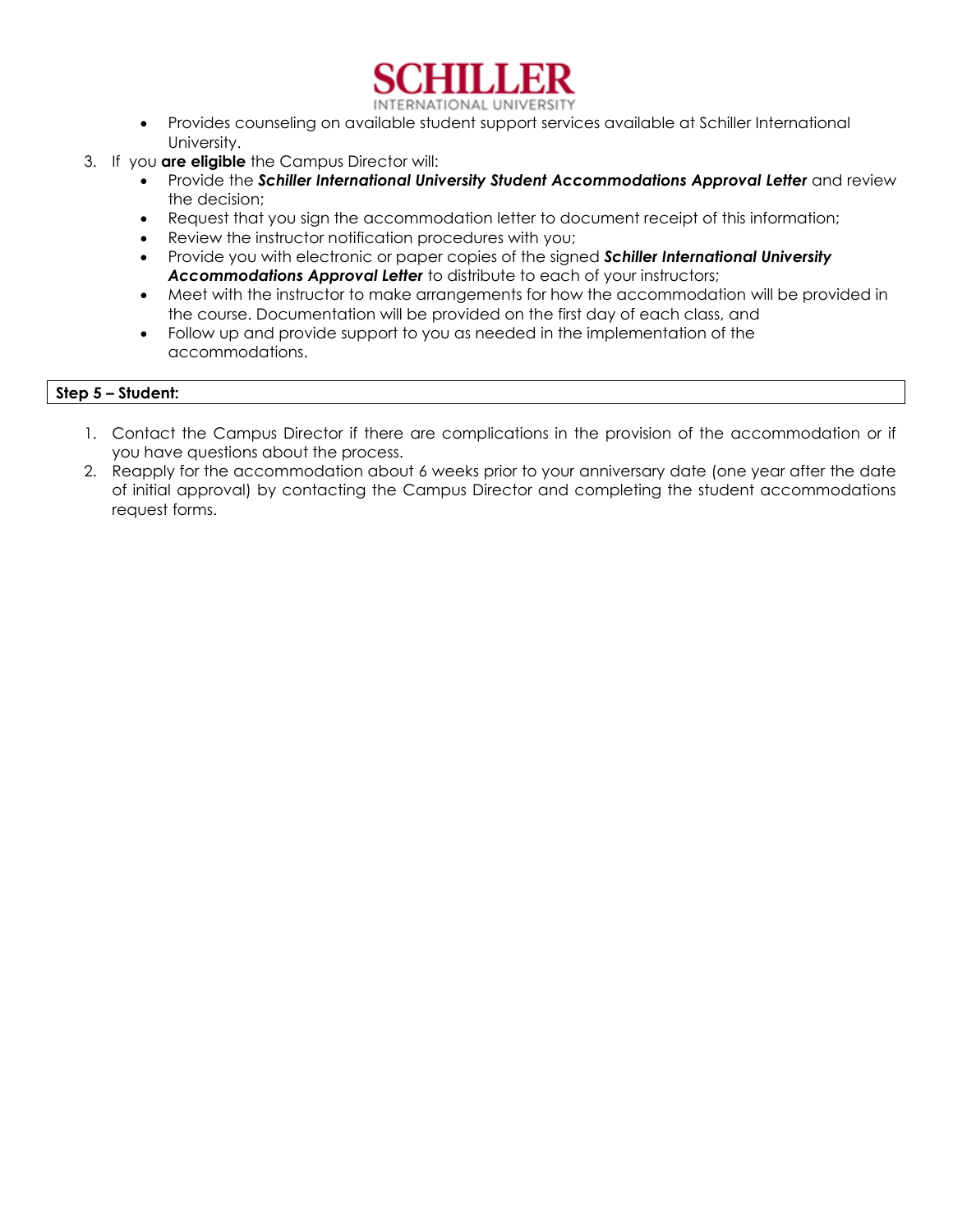- Provides counseling on available student support services available at Schiller International University.

3. If you **are eligible** the Campus Director will:
   - Provide the ***Schiller International University Student Accommodations Approval Letter*** and review the decision;
   - Request that you sign the accommodation letter to document receipt of this information;
   - Review the instructor notification procedures with you;
   - Provide you with electronic or paper copies of the signed ***Schiller International University Accommodations Approval Letter*** to distribute to each of your instructors;
   - Meet with the instructor to make arrangements for how the accommodation will be provided in the course. Documentation will be provided on the first day of each class, and
   - Follow up and provide support to you as needed in the implementation of the accommodations.

**Step 5 – Student:**

1. Contact the Campus Director if there are complications in the provision of the accommodation or if you have questions about the process.
2. Reapply for the accommodation about 6 weeks prior to your anniversary date (one year after the date of initial approval) by contacting the Campus Director and completing the student accommodations request forms.